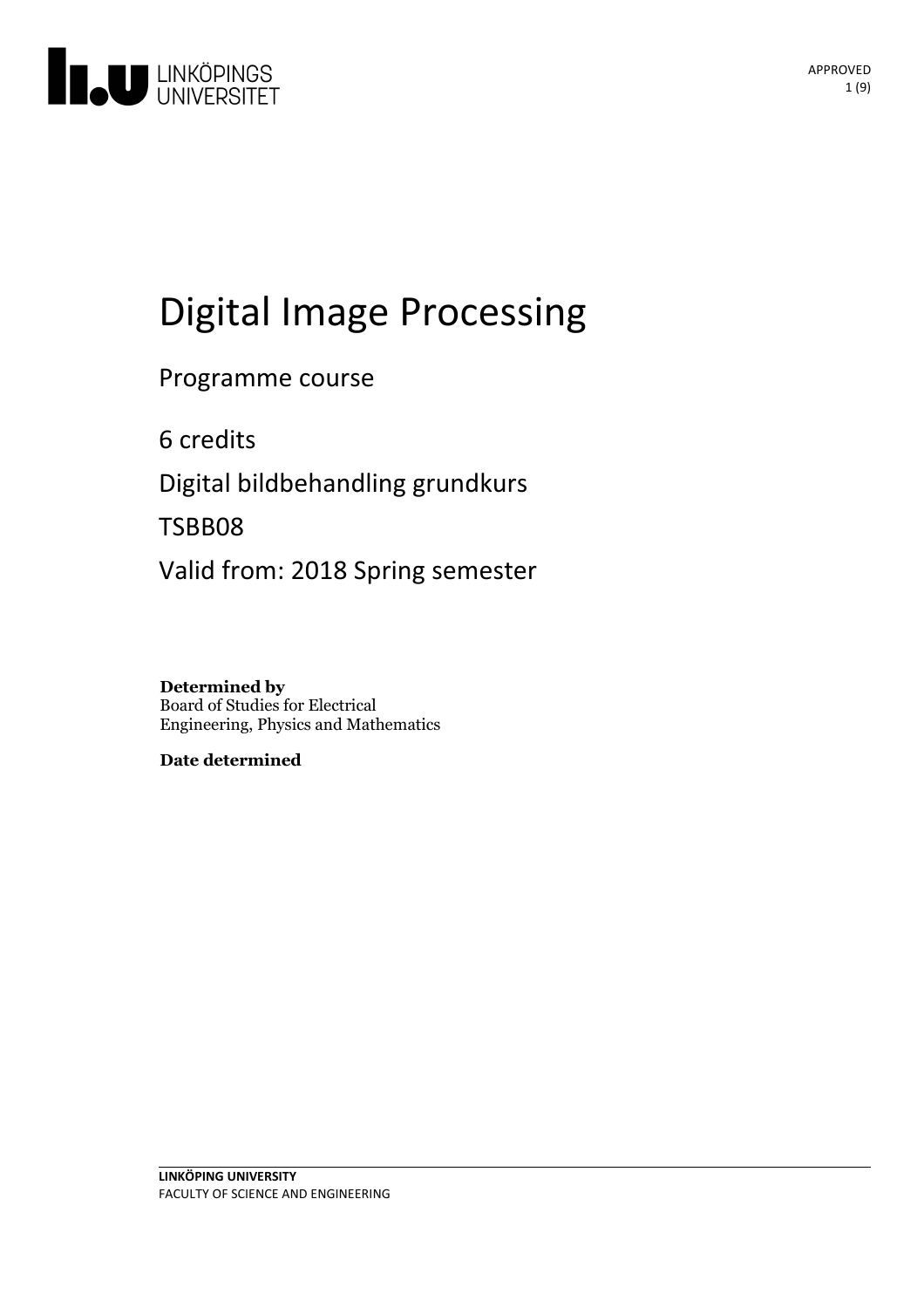# Digital Image Processing

Programme course

6 credits

Digital bildbehandling grundkurs

TSBB08

Valid from: 2018 Spring semester

**Determined by**
Board of Studies for Electrical Engineering, Physics and Mathematics

**Date determined**

LINKÖPING UNIVERSITY
FACULTY OF SCIENCE AND ENGINEERING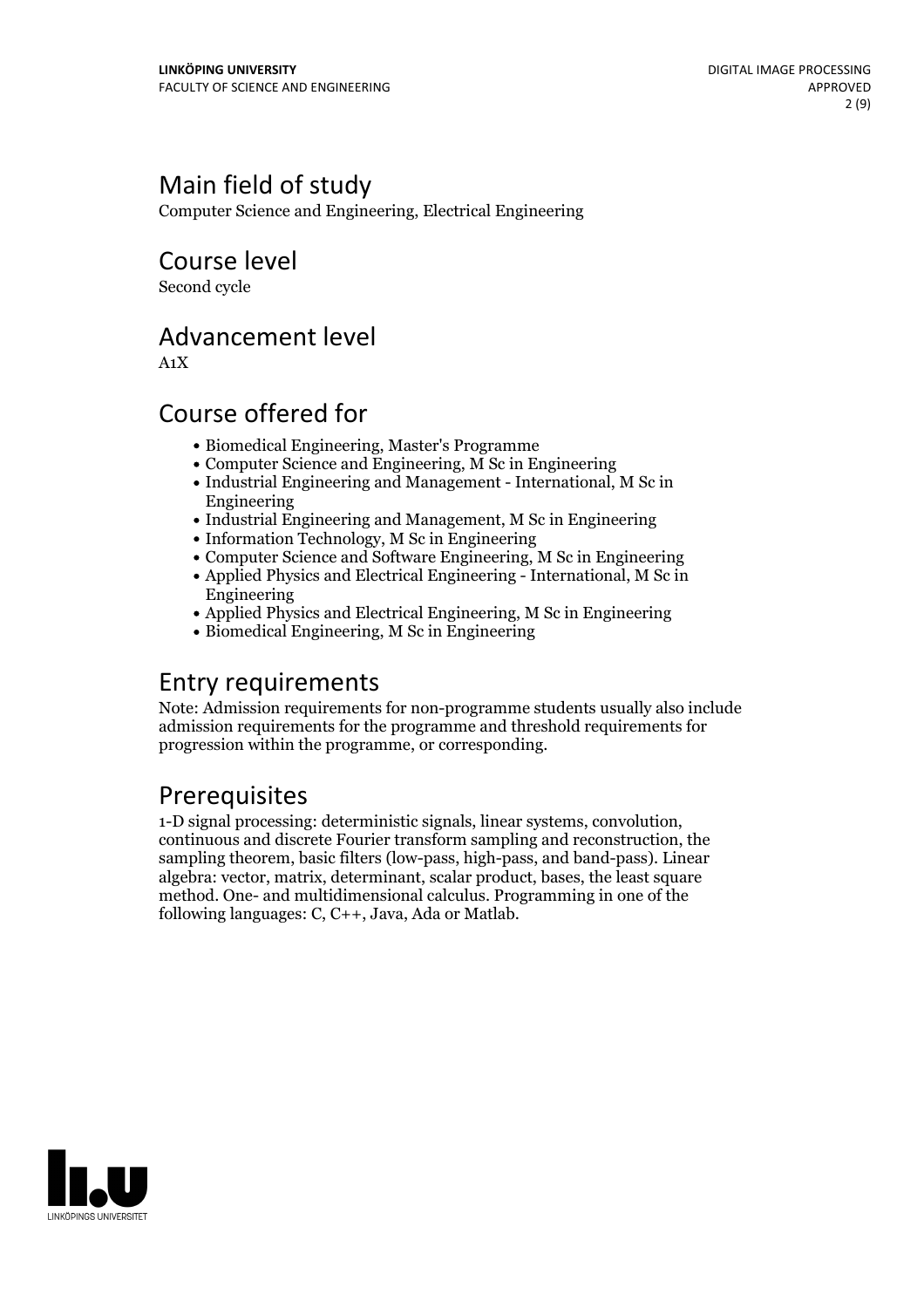## Main field of study

Computer Science and Engineering, Electrical Engineering

## Course level

Second cycle

## Advancement level

A1X

## Course offered for

- Biomedical Engineering, Master's Programme
- Computer Science and Engineering, M Sc in Engineering
- Industrial Engineering and Management - International, M Sc in Engineering
- Industrial Engineering and Management, M Sc in Engineering
- Information Technology, M Sc in Engineering
- Computer Science and Software Engineering, M Sc in Engineering
- Applied Physics and Electrical Engineering - International, M Sc in Engineering
- Applied Physics and Electrical Engineering, M Sc in Engineering
- Biomedical Engineering, M Sc in Engineering

## Entry requirements

Note: Admission requirements for non-programme students usually also include admission requirements for the programme and threshold requirements for progression within the programme, or corresponding.

## Prerequisites

1-D signal processing: deterministic signals, linear systems, convolution, continuous and discrete Fourier transform sampling and reconstruction, the sampling theorem, basic filters (low-pass, high-pass, and band-pass). Linear algebra: vector, matrix, determinant, scalar product, bases, the least square method. One- and multidimensional calculus. Programming in one of the following languages: C, C++, Java, Ada or Matlab.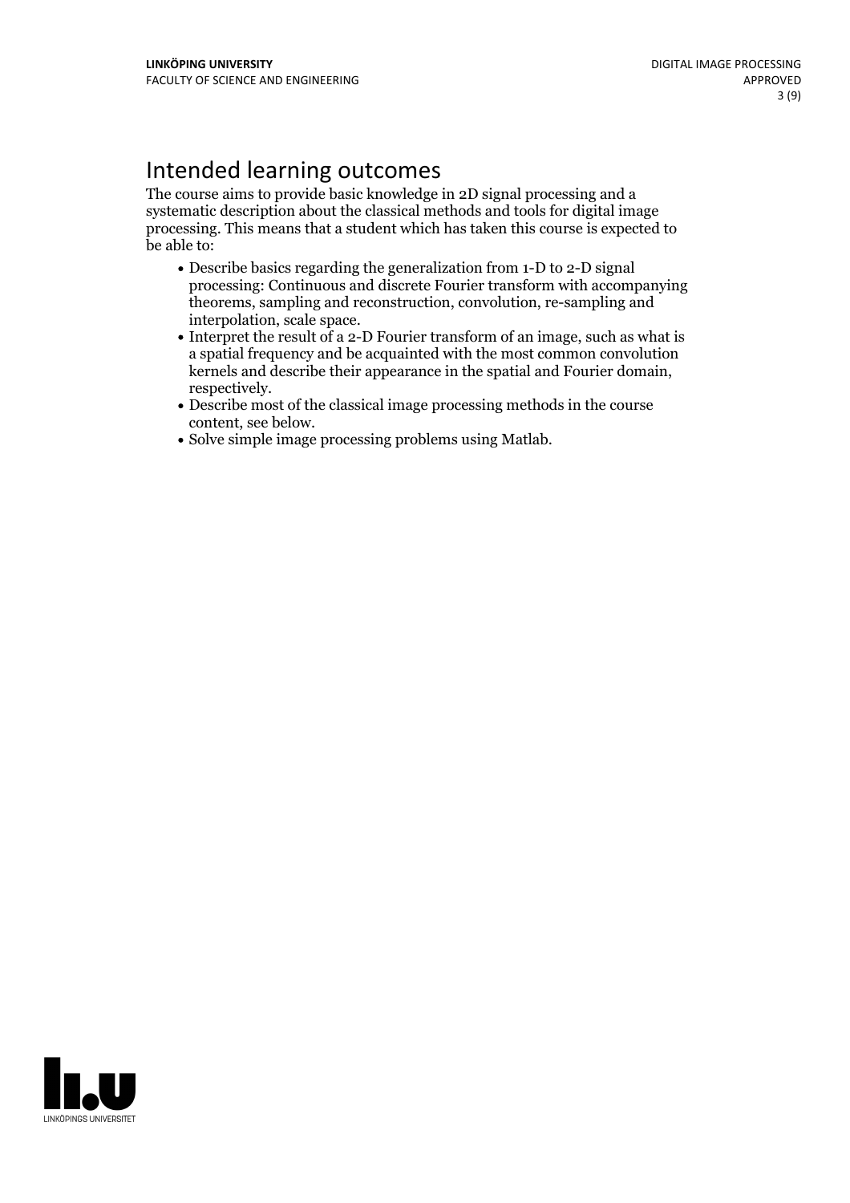# Intended learning outcomes

The course aims to provide basic knowledge in 2D signal processing and a systematic description about the classical methods and tools for digital image processing. This means that a student which has taken this course is expected to be able to:

- Describe basics regarding the generalization from 1-D to 2-D signal processing: Continuous and discrete Fourier transform with accompanying theorems, sampling and reconstruction, convolution, re-sampling and interpolation, scale space.
- Interpret the result of a 2-D Fourier transform of an image, such as what is a spatial frequency and be acquainted with the most common convolution kernels and describe their appearance in the spatial and Fourier domain, respectively.
- Describe most of the classical image processing methods in the course content, see below.
- Solve simple image processing problems using Matlab.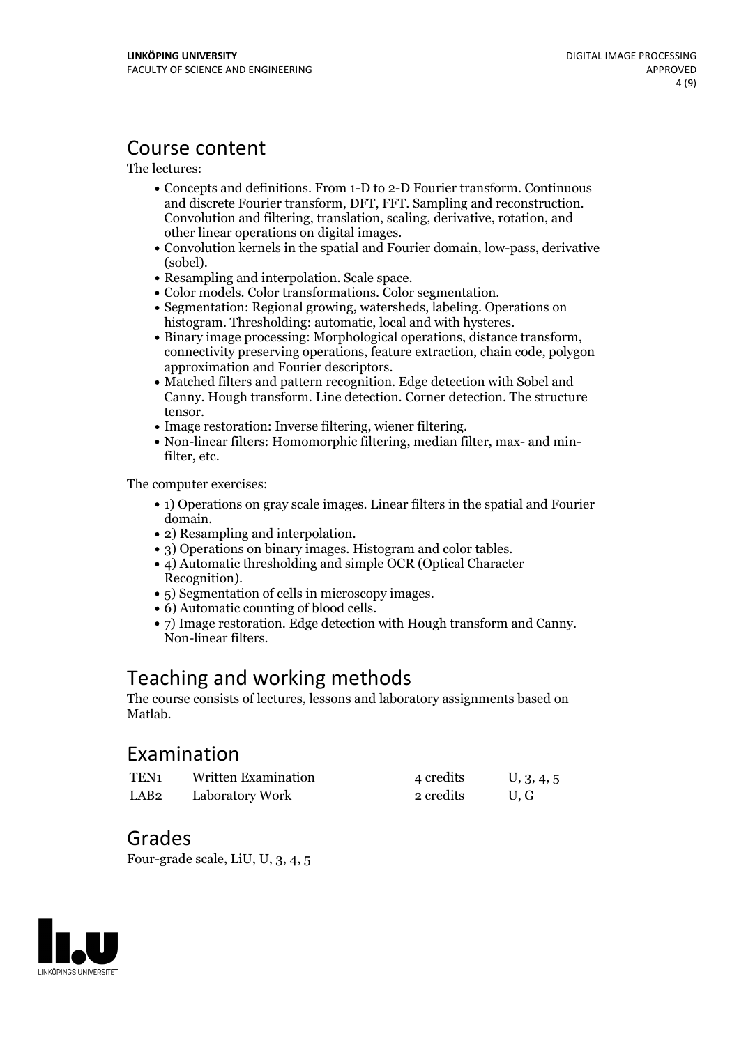## Course content

The lectures:

- Concepts and definitions. From 1-D to 2-D Fourier transform. Continuous and discrete Fourier transform, DFT, FFT. Sampling and reconstruction. Convolution and filtering, translation, scaling, derivative, rotation, and other linear operations on digital images.
- Convolution kernels in the spatial and Fourier domain, low-pass, derivative (sobel).
- Resampling and interpolation. Scale space.
- Color models. Color transformations. Color segmentation.
- Segmentation: Regional growing, watersheds, labeling. Operations on histogram. Thresholding: automatic, local and with hysteres.
- Binary image processing: Morphological operations, distance transform, connectivity preserving operations, feature extraction, chain code, polygon approximation and Fourier descriptors.
- Matched filters and pattern recognition. Edge detection with Sobel and Canny. Hough transform. Line detection. Corner detection. The structure tensor.
- Image restoration: Inverse filtering, wiener filtering.
- Non-linear filters: Homomorphic filtering, median filter, max- and min-filter, etc.

The computer exercises:

- 1) Operations on gray scale images. Linear filters in the spatial and Fourier domain.
- 2) Resampling and interpolation.
- 3) Operations on binary images. Histogram and color tables.
- 4) Automatic thresholding and simple OCR (Optical Character Recognition).
- 5) Segmentation of cells in microscopy images.
- 6) Automatic counting of blood cells.
- 7) Image restoration. Edge detection with Hough transform and Canny. Non-linear filters.

## Teaching and working methods

The course consists of lectures, lessons and laboratory assignments based on Matlab.

## Examination

| | | | |
|---|---|---|---|
| TEN1 | Written Examination | 4 credits | U, 3, 4, 5 |
| LAB2 | Laboratory Work | 2 credits | U, G |

## Grades

Four-grade scale, LiU, U, 3, 4, 5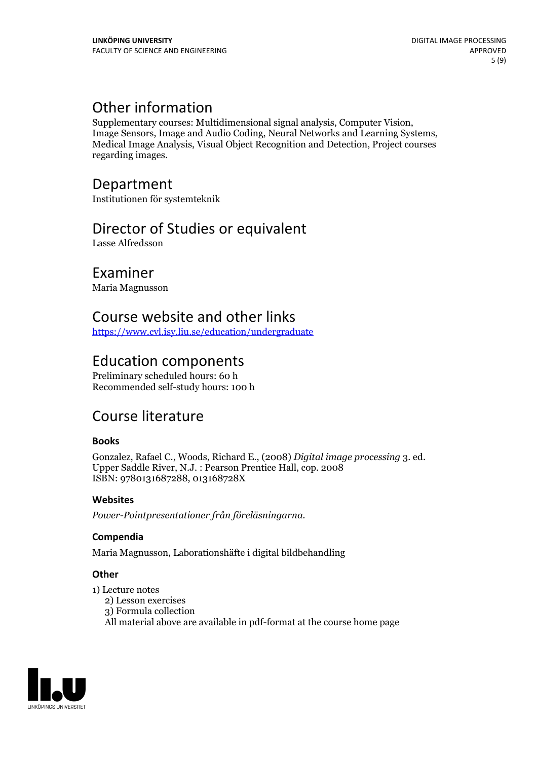## Other information

Supplementary courses: Multidimensional signal analysis, Computer Vision, Image Sensors, Image and Audio Coding, Neural Networks and Learning Systems, Medical Image Analysis, Visual Object Recognition and Detection, Project courses regarding images.

## Department

Institutionen för systemteknik

## Director of Studies or equivalent

Lasse Alfredsson

## Examiner

Maria Magnusson

## Course website and other links

[https://www.cvl.isy.liu.se/education/undergraduate](https://www.cvl.isy.liu.se/education/undergraduate)

## Education components

Preliminary scheduled hours: 60 h
Recommended self-study hours: 100 h

## Course literature

### Books

Gonzalez, Rafael C., Woods, Richard E., (2008) *Digital image processing* 3. ed.
Upper Saddle River, N.J. : Pearson Prentice Hall, cop. 2008
ISBN: 9780131687288, 013168728X

### Websites

*Power-Pointpresentationer från föreläsningarna.*

### Compendia

Maria Magnusson, Laborationshäfte i digital bildbehandling

### Other

1) Lecture notes
2) Lesson exercises
3) Formula collection
All material above are available in pdf-format at the course home page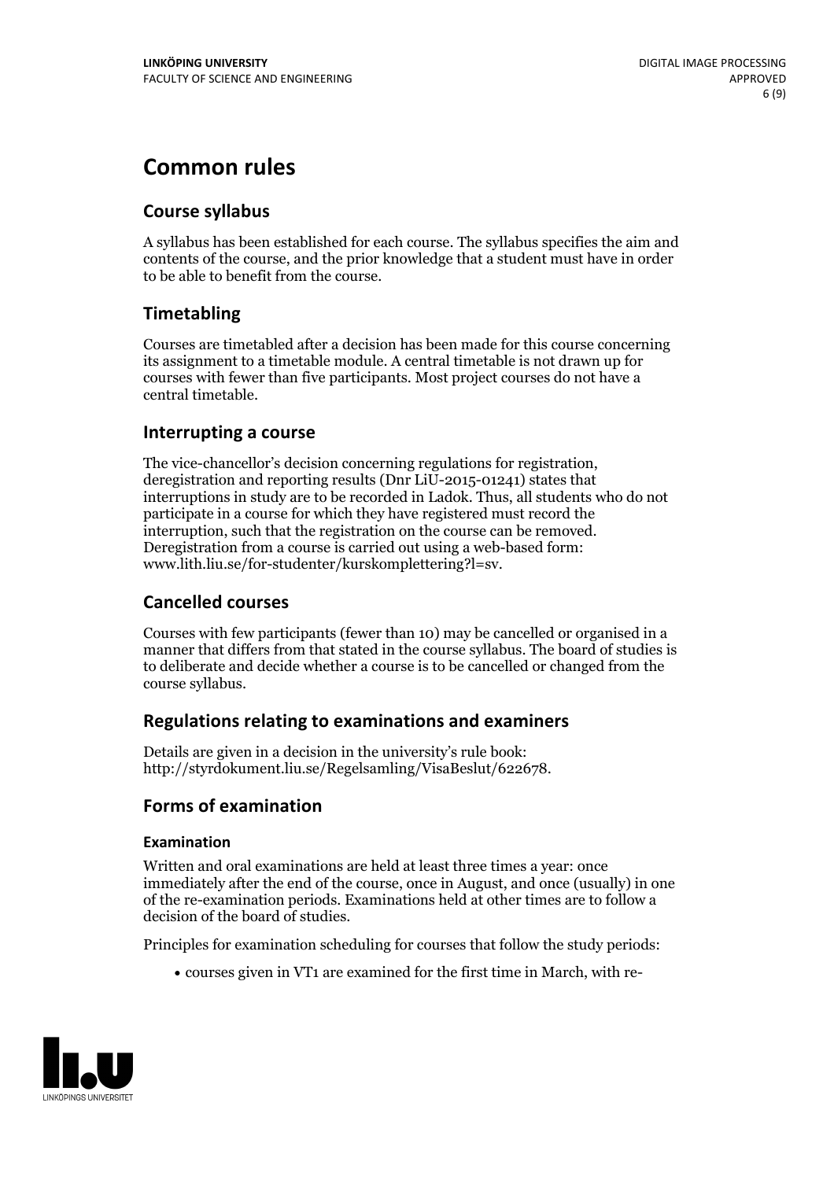# Common rules

## Course syllabus

A syllabus has been established for each course. The syllabus specifies the aim and contents of the course, and the prior knowledge that a student must have in order to be able to benefit from the course.

## Timetabling

Courses are timetabled after a decision has been made for this course concerning its assignment to a timetable module. A central timetable is not drawn up for courses with fewer than five participants. Most project courses do not have a central timetable.

## Interrupting a course

The vice-chancellor's decision concerning regulations for registration, deregistration and reporting results (Dnr LiU-2015-01241) states that interruptions in study are to be recorded in Ladok. Thus, all students who do not participate in a course for which they have registered must record the interruption, such that the registration on the course can be removed. Deregistration from a course is carried out using a web-based form: www.lith.liu.se/for-studenter/kurskomplettering?l=sv.

## Cancelled courses

Courses with few participants (fewer than 10) may be cancelled or organised in a manner that differs from that stated in the course syllabus. The board of studies is to deliberate and decide whether a course is to be cancelled or changed from the course syllabus.

## Regulations relating to examinations and examiners

Details are given in a decision in the university's rule book: http://styrdokument.liu.se/Regelsamling/VisaBeslut/622678.

## Forms of examination

### Examination

Written and oral examinations are held at least three times a year: once immediately after the end of the course, once in August, and once (usually) in one of the re-examination periods. Examinations held at other times are to follow a decision of the board of studies.

Principles for examination scheduling for courses that follow the study periods:

- courses given in VT1 are examined for the first time in March, with re-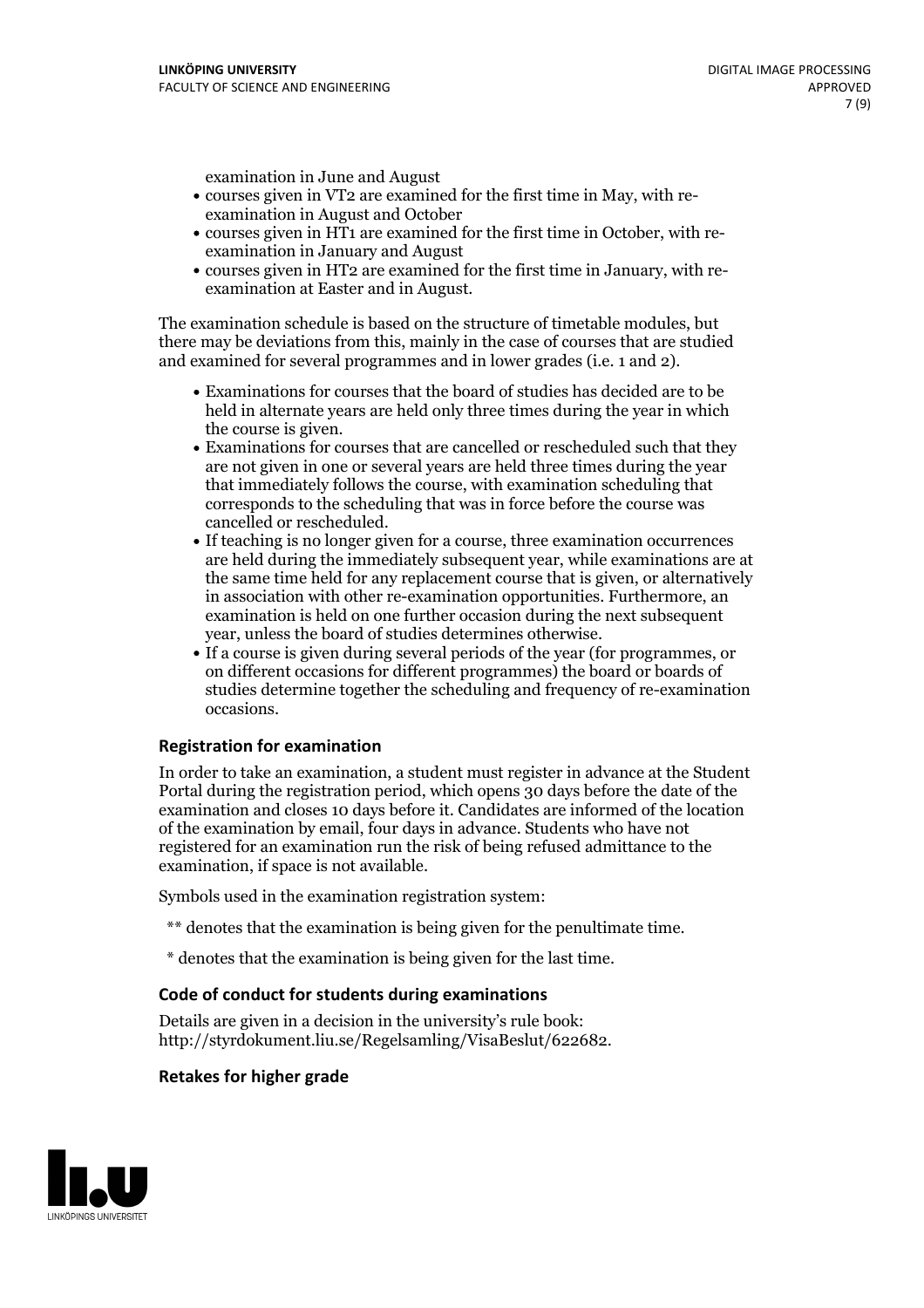examination in June and August

- courses given in VT2 are examined for the first time in May, with re-examination in August and October
- courses given in HT1 are examined for the first time in October, with re-examination in January and August
- courses given in HT2 are examined for the first time in January, with re-examination at Easter and in August.

The examination schedule is based on the structure of timetable modules, but there may be deviations from this, mainly in the case of courses that are studied and examined for several programmes and in lower grades (i.e. 1 and 2).

- Examinations for courses that the board of studies has decided are to be held in alternate years are held only three times during the year in which the course is given.
- Examinations for courses that are cancelled or rescheduled such that they are not given in one or several years are held three times during the year that immediately follows the course, with examination scheduling that corresponds to the scheduling that was in force before the course was cancelled or rescheduled.
- If teaching is no longer given for a course, three examination occurrences are held during the immediately subsequent year, while examinations are at the same time held for any replacement course that is given, or alternatively in association with other re-examination opportunities. Furthermore, an examination is held on one further occasion during the next subsequent year, unless the board of studies determines otherwise.
- If a course is given during several periods of the year (for programmes, or on different occasions for different programmes) the board or boards of studies determine together the scheduling and frequency of re-examination occasions.

### Registration for examination

In order to take an examination, a student must register in advance at the Student Portal during the registration period, which opens 30 days before the date of the examination and closes 10 days before it. Candidates are informed of the location of the examination by email, four days in advance. Students who have not registered for an examination run the risk of being refused admittance to the examination, if space is not available.

Symbols used in the examination registration system:

** denotes that the examination is being given for the penultimate time.

* denotes that the examination is being given for the last time.

### Code of conduct for students during examinations

Details are given in a decision in the university's rule book: http://styrdokument.liu.se/Regelsamling/VisaBeslut/622682.

### Retakes for higher grade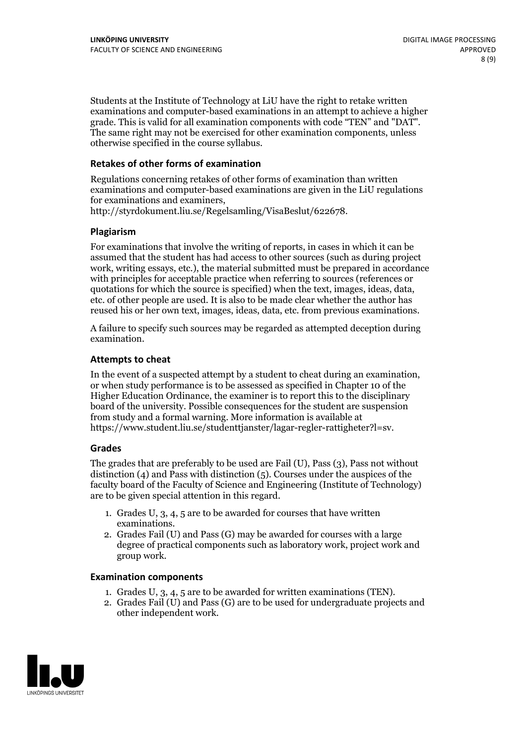Students at the Institute of Technology at LiU have the right to retake written examinations and computer-based examinations in an attempt to achieve a higher grade. This is valid for all examination components with code "TEN" and "DAT". The same right may not be exercised for other examination components, unless otherwise specified in the course syllabus.

### Retakes of other forms of examination

Regulations concerning retakes of other forms of examination than written examinations and computer-based examinations are given in the LiU regulations for examinations and examiners, http://styrdokument.liu.se/Regelsamling/VisaBeslut/622678.

### Plagiarism

For examinations that involve the writing of reports, in cases in which it can be assumed that the student has had access to other sources (such as during project work, writing essays, etc.), the material submitted must be prepared in accordance with principles for acceptable practice when referring to sources (references or quotations for which the source is specified) when the text, images, ideas, data, etc. of other people are used. It is also to be made clear whether the author has reused his or her own text, images, ideas, data, etc. from previous examinations.

A failure to specify such sources may be regarded as attempted deception during examination.

### Attempts to cheat

In the event of a suspected attempt by a student to cheat during an examination, or when study performance is to be assessed as specified in Chapter 10 of the Higher Education Ordinance, the examiner is to report this to the disciplinary board of the university. Possible consequences for the student are suspension from study and a formal warning. More information is available at https://www.student.liu.se/studenttjanster/lagar-regler-rattigheter?l=sv.

### Grades

The grades that are preferably to be used are Fail (U), Pass (3), Pass not without distinction (4) and Pass with distinction (5). Courses under the auspices of the faculty board of the Faculty of Science and Engineering (Institute of Technology) are to be given special attention in this regard.

1. Grades U, 3, 4, 5 are to be awarded for courses that have written examinations.
2. Grades Fail (U) and Pass (G) may be awarded for courses with a large degree of practical components such as laboratory work, project work and group work.

### Examination components

1. Grades U, 3, 4, 5 are to be awarded for written examinations (TEN).
2. Grades Fail (U) and Pass (G) are to be used for undergraduate projects and other independent work.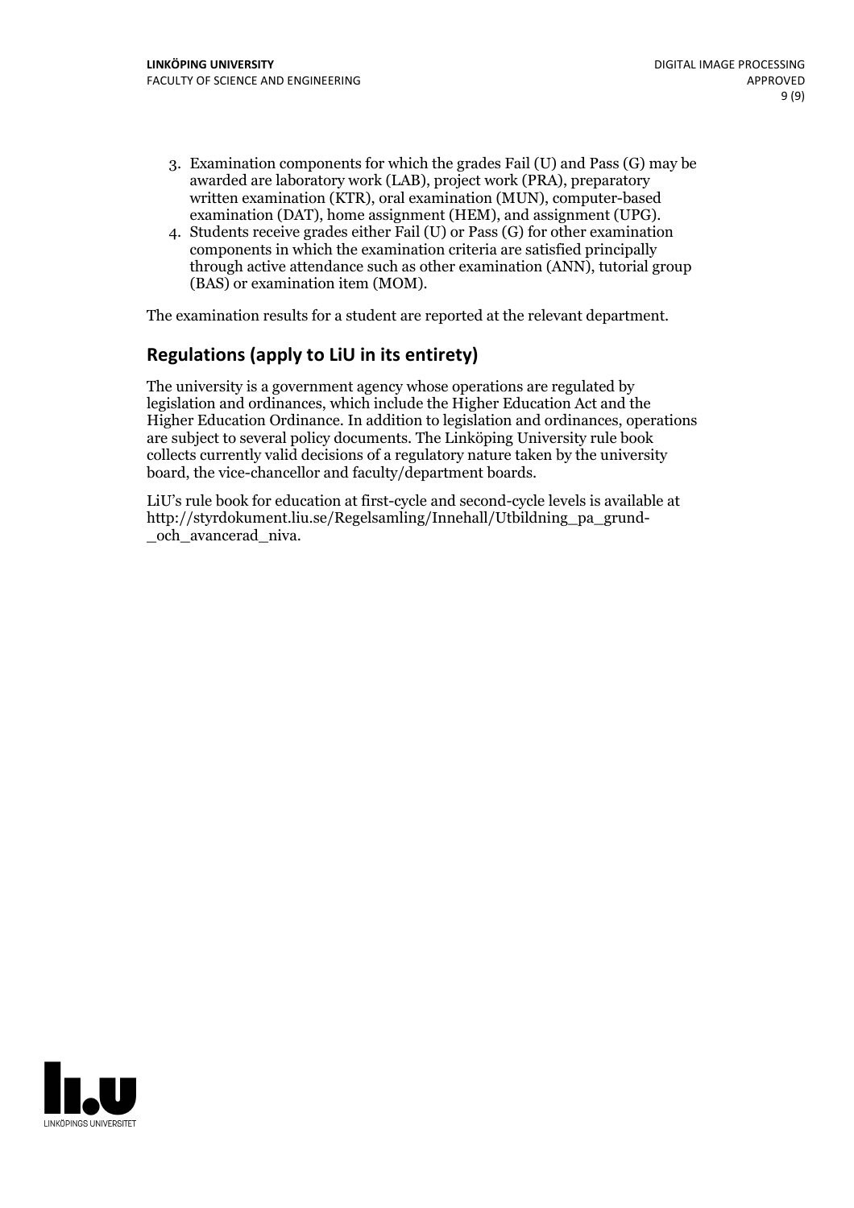3. Examination components for which the grades Fail (U) and Pass (G) may be awarded are laboratory work (LAB), project work (PRA), preparatory written examination (KTR), oral examination (MUN), computer-based examination (DAT), home assignment (HEM), and assignment (UPG).
4. Students receive grades either Fail (U) or Pass (G) for other examination components in which the examination criteria are satisfied principally through active attendance such as other examination (ANN), tutorial group (BAS) or examination item (MOM).

The examination results for a student are reported at the relevant department.

## Regulations (apply to LiU in its entirety)

The university is a government agency whose operations are regulated by legislation and ordinances, which include the Higher Education Act and the Higher Education Ordinance. In addition to legislation and ordinances, operations are subject to several policy documents. The Linköping University rule book collects currently valid decisions of a regulatory nature taken by the university board, the vice-chancellor and faculty/department boards.

LiU's rule book for education at first-cycle and second-cycle levels is available at http://styrdokument.liu.se/Regelsamling/Innehall/Utbildning_pa_grund-_och_avancerad_niva.